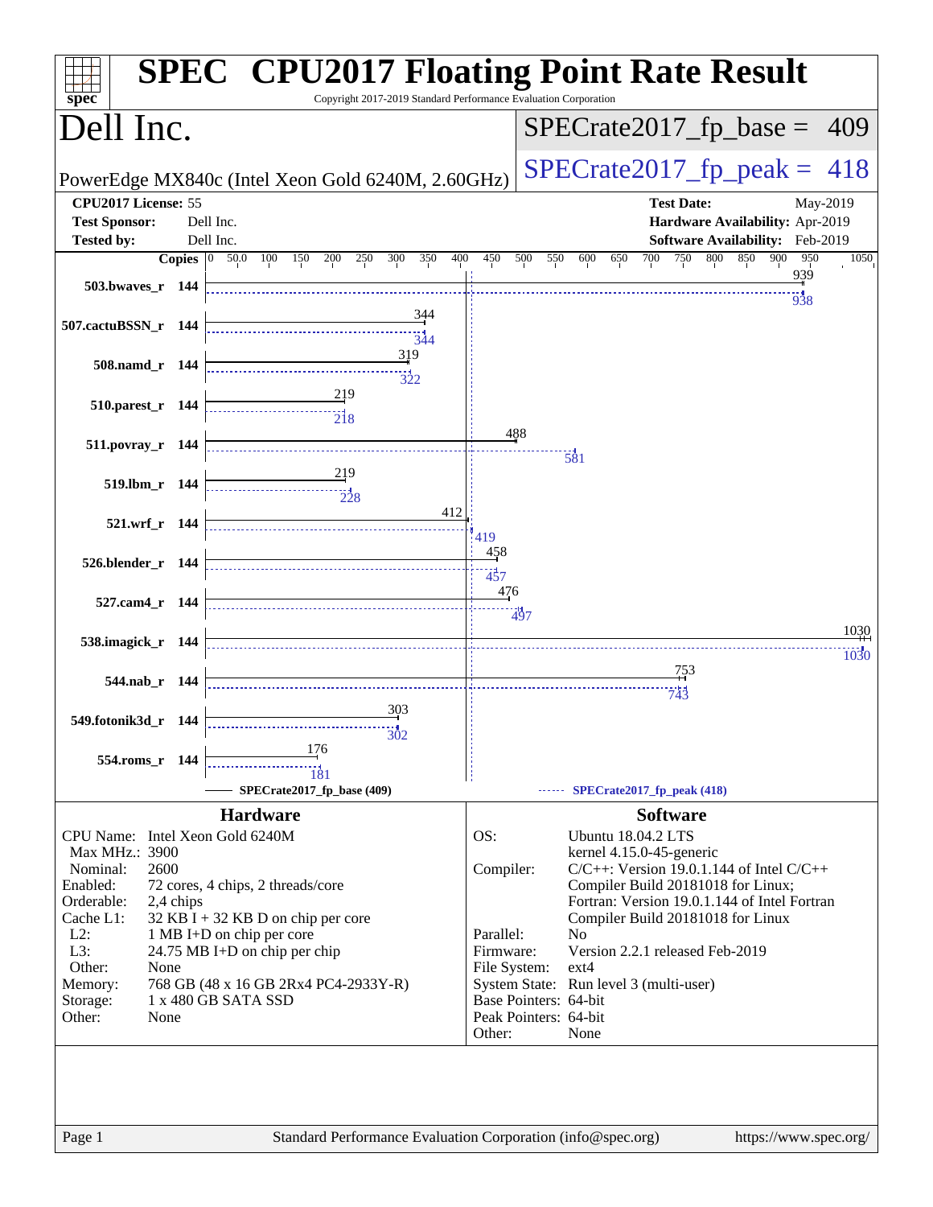# SPEC CPU2017 Floating Point Rate Result

Copyright 2017-2019 Standard Performance Evaluation Corporation

## Dell Inc.

PowerEdge MX840c (Intel Xeon Gold 6240M, 2.60GHz)

SPECrate2017_fp_base = 409

SPECrate2017_fp_peak = 418

**CPU2017 License:** 55
**Test Sponsor:** Dell Inc.
**Tested by:** Dell Inc.

**Test Date:** May-2019
**Hardware Availability:** Apr-2019
**Software Availability:** Feb-2019

| Benchmark | Copies | Base | Peak |
|---|---|---|---|
| 503.bwaves_r | 144 | 939 | 938 |
| 507.cactuBSSN_r | 144 | 344 | 344 |
| 508.namd_r | 144 | 319 | 322 |
| 510.parest_r | 144 | 219 | 218 |
| 511.povray_r | 144 | 488 | 581 |
| 519.lbm_r | 144 | 219 | 228 |
| 521.wrf_r | 144 | 412 | 419 |
| 526.blender_r | 144 | 458 | 457 |
| 527.cam4_r | 144 | 476 | 497 |
| 538.imagick_r | 144 | 1030 | 1030 |
| 544.nab_r | 144 | 753 | 743 |
| 549.fotonik3d_r | 144 | 303 | 302 |
| 554.roms_r | 144 | 176 | 181 |

SPECrate2017_fp_base (409) —— SPECrate2017_fp_peak (418)

## Hardware

| | |
|---|---|
| CPU Name: | Intel Xeon Gold 6240M |
| Max MHz.: | 3900 |
| Nominal: | 2600 |
| Enabled: | 72 cores, 4 chips, 2 threads/core |
| Orderable: | 2,4 chips |
| Cache L1: | 32 KB I + 32 KB D on chip per core |
| L2: | 1 MB I+D on chip per core |
| L3: | 24.75 MB I+D on chip per chip |
| Other: | None |
| Memory: | 768 GB (48 x 16 GB 2Rx4 PC4-2933Y-R) |
| Storage: | 1 x 480 GB SATA SSD |
| Other: | None |

## Software

| | |
|---|---|
| OS: | Ubuntu 18.04.2 LTS<br>kernel 4.15.0-45-generic |
| Compiler: | C/C++: Version 19.0.1.144 of Intel C/C++ Compiler Build 20181018 for Linux;<br>Fortran: Version 19.0.1.144 of Intel Fortran Compiler Build 20181018 for Linux |
| Parallel: | No |
| Firmware: | Version 2.2.1 released Feb-2019 |
| File System: | ext4 |
| System State: | Run level 3 (multi-user) |
| Base Pointers: | 64-bit |
| Peak Pointers: | 64-bit |
| Other: | None |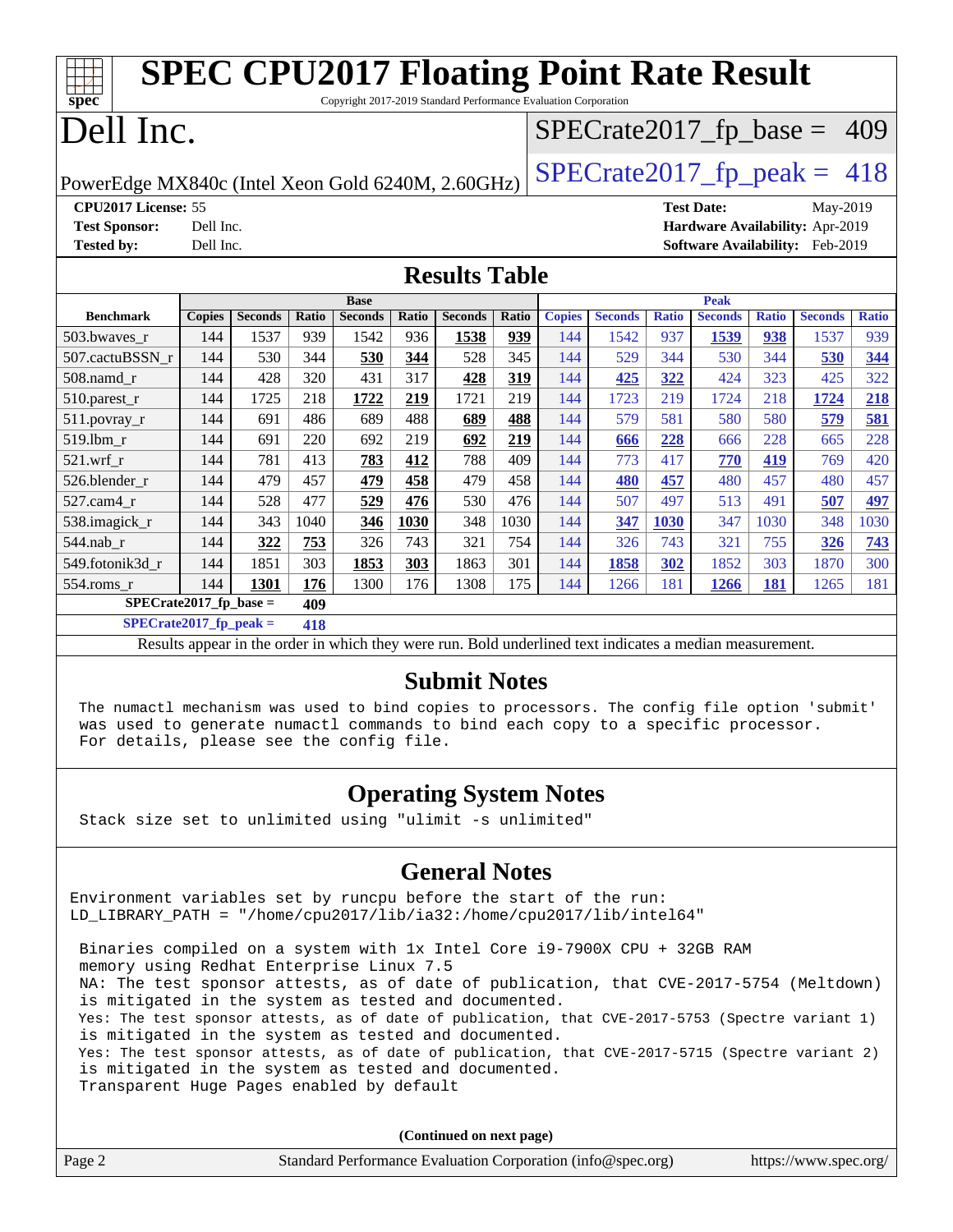# SPEC CPU2017 Floating Point Rate Result

Copyright 2017-2019 Standard Performance Evaluation Corporation

# Dell Inc.

PowerEdge MX840c (Intel Xeon Gold 6240M, 2.60GHz)

SPECrate2017_fp_base = 409

SPECrate2017_fp_peak = 418

**CPU2017 License:** 55
**Test Sponsor:** Dell Inc.
**Tested by:** Dell Inc.

**Test Date:** May-2019
**Hardware Availability:** Apr-2019
**Software Availability:** Feb-2019

## Results Table

| Benchmark | Base | | | | | | | Peak | | | | | | |
|---|---|---|---|---|---|---|---|---|---|---|---|---|---|---|
| | Copies | Seconds | Ratio | Seconds | Ratio | Seconds | Ratio | Copies | Seconds | Ratio | Seconds | Ratio | Seconds | Ratio |
| 503.bwaves_r | 144 | 1537 | 939 | 1542 | 936 | **1538** | **939** | 144 | 1542 | 937 | **1539** | **938** | 1537 | 939 |
| 507.cactuBSSN_r | 144 | 530 | 344 | **530** | **344** | 528 | 345 | 144 | 529 | 344 | 530 | 344 | **530** | **344** |
| 508.namd_r | 144 | 428 | 320 | 431 | 317 | **428** | **319** | 144 | **425** | **322** | 424 | 323 | 425 | 322 |
| 510.parest_r | 144 | 1725 | 218 | **1722** | **219** | 1721 | 219 | 144 | 1723 | 219 | 1724 | 218 | **1724** | **218** |
| 511.povray_r | 144 | 691 | 486 | 689 | 488 | **689** | **488** | 144 | 579 | 581 | 580 | 580 | **579** | **581** |
| 519.lbm_r | 144 | 691 | 220 | 692 | 219 | **692** | **219** | 144 | **666** | **228** | 666 | 228 | 665 | 228 |
| 521.wrf_r | 144 | 781 | 413 | **783** | **412** | 788 | 409 | 144 | 773 | 417 | **770** | **419** | 769 | 420 |
| 526.blender_r | 144 | 479 | 457 | **479** | **458** | 479 | 458 | 144 | **480** | **457** | 480 | 457 | 480 | 457 |
| 527.cam4_r | 144 | 528 | 477 | **529** | **476** | 530 | 476 | 144 | 507 | 497 | 513 | 491 | **507** | **497** |
| 538.imagick_r | 144 | 343 | 1040 | **346** | **1030** | 348 | 1030 | 144 | **347** | **1030** | 347 | 1030 | 348 | 1030 |
| 544.nab_r | 144 | **322** | **753** | 326 | 743 | 321 | 754 | 144 | 326 | 743 | 321 | 755 | **326** | **743** |
| 549.fotonik3d_r | 144 | 1851 | 303 | **1853** | **303** | 1863 | 301 | 144 | **1858** | **302** | 1852 | 303 | 1870 | 300 |
| 554.roms_r | 144 | **1301** | **176** | 1300 | 176 | 1308 | 175 | 144 | 1266 | 181 | **1266** | **181** | 1265 | 181 |

**SPECrate2017_fp_base =** **409**

**SPECrate2017_fp_peak =** **418**

Results appear in the order in which they were run. Bold underlined text indicates a median measurement.

## Submit Notes

```
The numactl mechanism was used to bind copies to processors. The config file option 'submit'
was used to generate numactl commands to bind each copy to a specific processor.
For details, please see the config file.
```

## Operating System Notes

```
Stack size set to unlimited using "ulimit -s unlimited"
```

## General Notes

```
Environment variables set by runcpu before the start of the run:
LD_LIBRARY_PATH = "/home/cpu2017/lib/ia32:/home/cpu2017/lib/intel64"

 Binaries compiled on a system with 1x Intel Core i9-7900X CPU + 32GB RAM
 memory using Redhat Enterprise Linux 7.5
 NA: The test sponsor attests, as of date of publication, that CVE-2017-5754 (Meltdown)
 is mitigated in the system as tested and documented.
 Yes: The test sponsor attests, as of date of publication, that CVE-2017-5753 (Spectre variant 1)
 is mitigated in the system as tested and documented.
 Yes: The test sponsor attests, as of date of publication, that CVE-2017-5715 (Spectre variant 2)
 is mitigated in the system as tested and documented.
 Transparent Huge Pages enabled by default
```

**(Continued on next page)**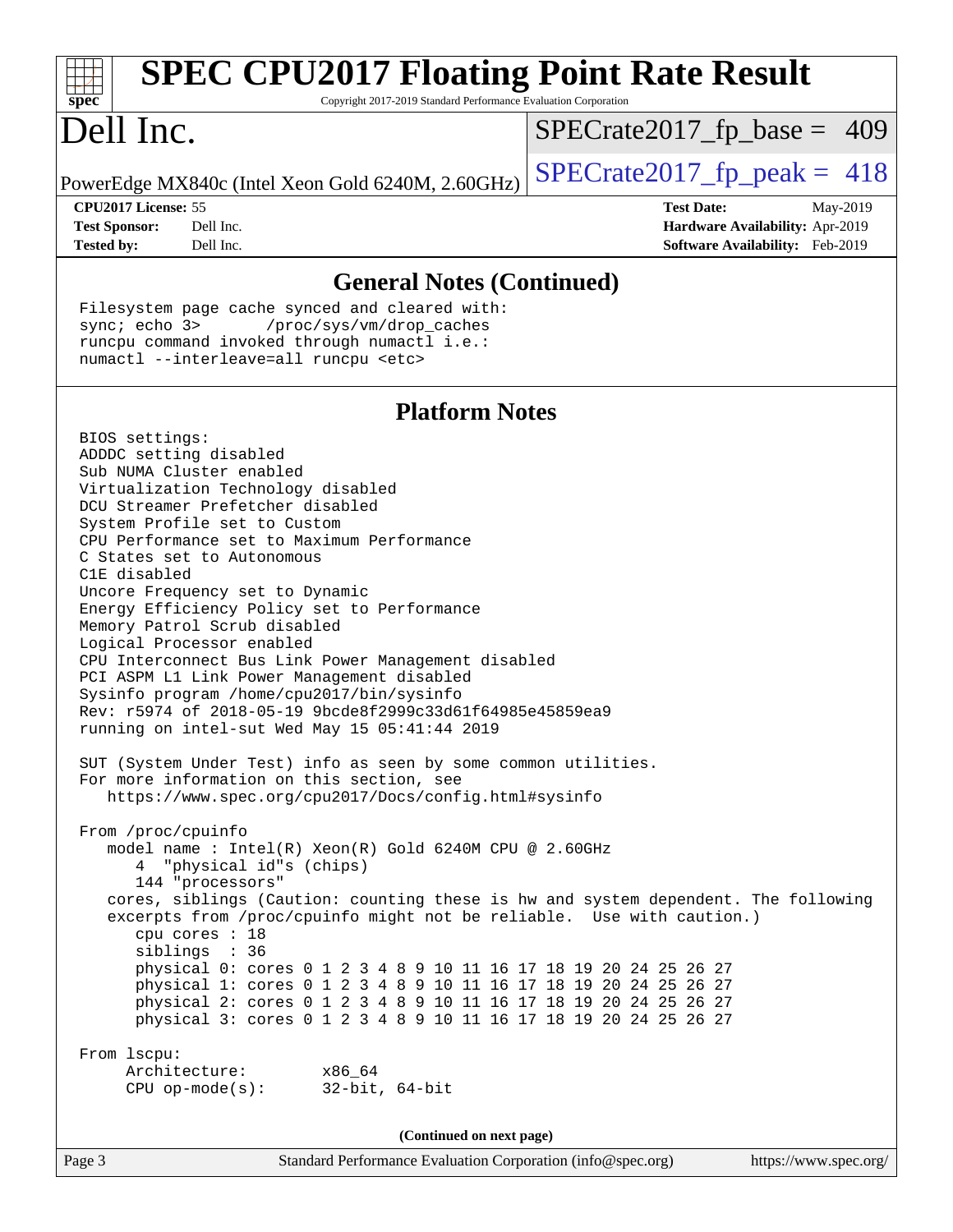# SPEC CPU2017 Floating Point Rate Result

Copyright 2017-2019 Standard Performance Evaluation Corporation

# Dell Inc.

PowerEdge MX840c (Intel Xeon Gold 6240M, 2.60GHz)

SPECrate2017_fp_base = 409

SPECrate2017_fp_peak = 418

**CPU2017 License:** 55
**Test Sponsor:** Dell Inc.
**Tested by:** Dell Inc.

**Test Date:** May-2019
**Hardware Availability:** Apr-2019
**Software Availability:** Feb-2019

## General Notes (Continued)

```
Filesystem page cache synced and cleared with:
sync; echo 3>       /proc/sys/vm/drop_caches
runcpu command invoked through numactl i.e.:
numactl --interleave=all runcpu <etc>
```

## Platform Notes

```
BIOS settings:
ADDDC setting disabled
Sub NUMA Cluster enabled
Virtualization Technology disabled
DCU Streamer Prefetcher disabled
System Profile set to Custom
CPU Performance set to Maximum Performance
C States set to Autonomous
C1E disabled
Uncore Frequency set to Dynamic
Energy Efficiency Policy set to Performance
Memory Patrol Scrub disabled
Logical Processor enabled
CPU Interconnect Bus Link Power Management disabled
PCI ASPM L1 Link Power Management disabled
Sysinfo program /home/cpu2017/bin/sysinfo
Rev: r5974 of 2018-05-19 9bcde8f2999c33d61f64985e45859ea9
running on intel-sut Wed May 15 05:41:44 2019

SUT (System Under Test) info as seen by some common utilities.
For more information on this section, see
   https://www.spec.org/cpu2017/Docs/config.html#sysinfo

From /proc/cpuinfo
   model name : Intel(R) Xeon(R) Gold 6240M CPU @ 2.60GHz
      4  "physical id"s (chips)
      144 "processors"
   cores, siblings (Caution: counting these is hw and system dependent. The following
   excerpts from /proc/cpuinfo might not be reliable.  Use with caution.)
      cpu cores : 18
      siblings  : 36
      physical 0: cores 0 1 2 3 4 8 9 10 11 16 17 18 19 20 24 25 26 27
      physical 1: cores 0 1 2 3 4 8 9 10 11 16 17 18 19 20 24 25 26 27
      physical 2: cores 0 1 2 3 4 8 9 10 11 16 17 18 19 20 24 25 26 27
      physical 3: cores 0 1 2 3 4 8 9 10 11 16 17 18 19 20 24 25 26 27

From lscpu:
     Architecture:        x86_64
     CPU op-mode(s):      32-bit, 64-bit
```

(Continued on next page)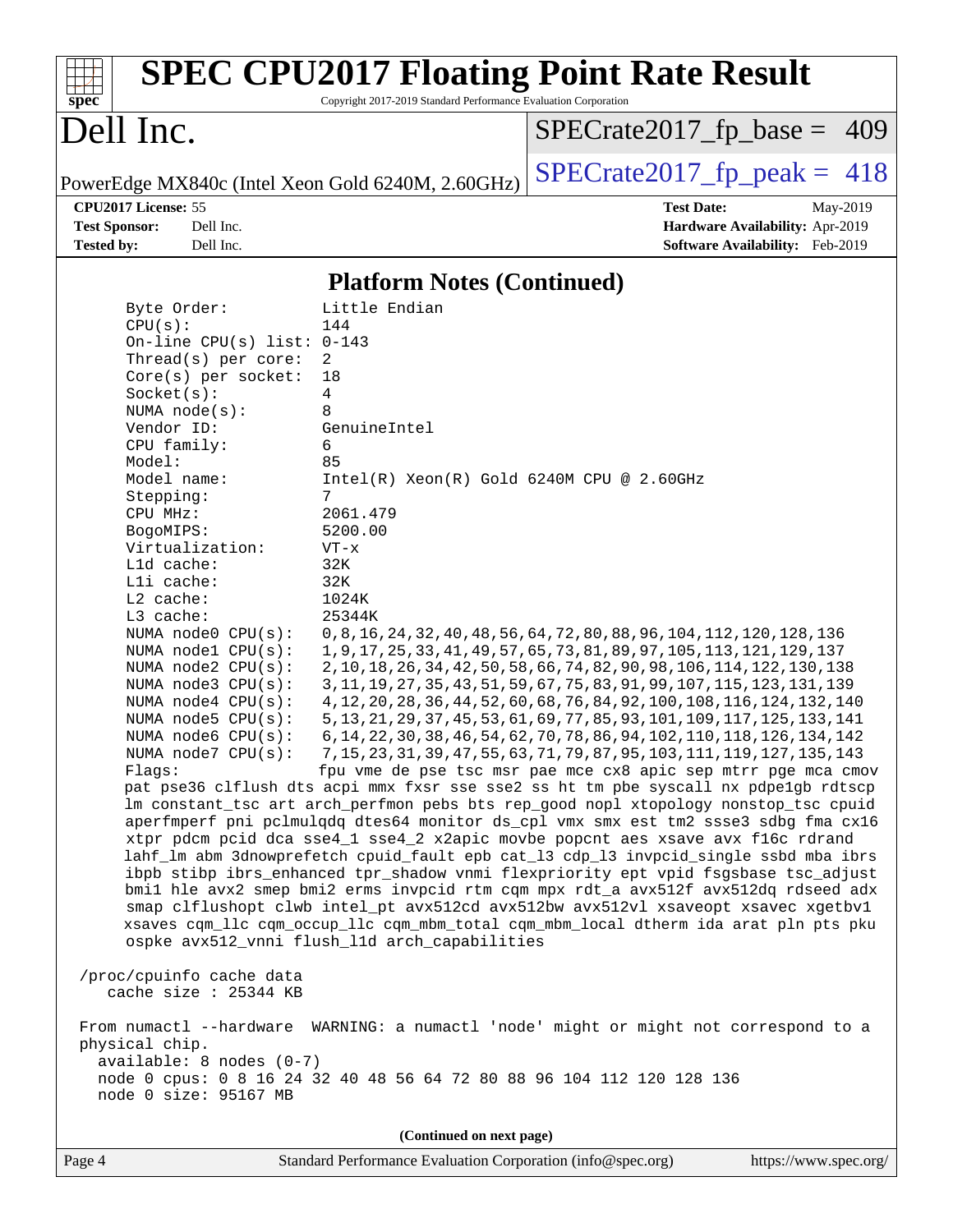# SPEC CPU2017 Floating Point Rate Result

Copyright 2017-2019 Standard Performance Evaluation Corporation

**Dell Inc.**

PowerEdge MX840c (Intel Xeon Gold 6240M, 2.60GHz)

SPECrate2017_fp_base = 409

SPECrate2017_fp_peak = 418

**CPU2017 License:** 55
**Test Sponsor:** Dell Inc.
**Tested by:** Dell Inc.

**Test Date:** May-2019
**Hardware Availability:** Apr-2019
**Software Availability:** Feb-2019

## Platform Notes (Continued)

```
Byte Order:            Little Endian
CPU(s):                144
On-line CPU(s) list:   0-143
Thread(s) per core:    2
Core(s) per socket:    18
Socket(s):             4
NUMA node(s):          8
Vendor ID:             GenuineIntel
CPU family:            6
Model:                 85
Model name:            Intel(R) Xeon(R) Gold 6240M CPU @ 2.60GHz
Stepping:              7
CPU MHz:               2061.479
BogoMIPS:              5200.00
Virtualization:        VT-x
L1d cache:             32K
L1i cache:             32K
L2 cache:              1024K
L3 cache:              25344K
NUMA node0 CPU(s):     0,8,16,24,32,40,48,56,64,72,80,88,96,104,112,120,128,136
NUMA node1 CPU(s):     1,9,17,25,33,41,49,57,65,73,81,89,97,105,113,121,129,137
NUMA node2 CPU(s):     2,10,18,26,34,42,50,58,66,74,82,90,98,106,114,122,130,138
NUMA node3 CPU(s):     3,11,19,27,35,43,51,59,67,75,83,91,99,107,115,123,131,139
NUMA node4 CPU(s):     4,12,20,28,36,44,52,60,68,76,84,92,100,108,116,124,132,140
NUMA node5 CPU(s):     5,13,21,29,37,45,53,61,69,77,85,93,101,109,117,125,133,141
NUMA node6 CPU(s):     6,14,22,30,38,46,54,62,70,78,86,94,102,110,118,126,134,142
NUMA node7 CPU(s):     7,15,23,31,39,47,55,63,71,79,87,95,103,111,119,127,135,143
Flags:                 fpu vme de pse tsc msr pae mce cx8 apic sep mtrr pge mca cmov
pat pse36 clflush dts acpi mmx fxsr sse sse2 ss ht tm pbe syscall nx pdpe1gb rdtscp
lm constant_tsc art arch_perfmon pebs bts rep_good nopl xtopology nonstop_tsc cpuid
aperfmperf pni pclmulqdq dtes64 monitor ds_cpl vmx smx est tm2 ssse3 sdbg fma cx16
xtpr pdcm pcid dca sse4_1 sse4_2 x2apic movbe popcnt aes xsave avx f16c rdrand
lahf_lm abm 3dnowprefetch cpuid_fault epb cat_l3 cdp_l3 invpcid_single ssbd mba ibrs
ibpb stibp ibrs_enhanced tpr_shadow vnmi flexpriority ept vpid fsgsbase tsc_adjust
bmi1 hle avx2 smep bmi2 erms invpcid rtm cqm mpx rdt_a avx512f avx512dq rdseed adx
smap clflushopt clwb intel_pt avx512cd avx512bw avx512vl xsaveopt xsavec xgetbv1
xsaves cqm_llc cqm_occup_llc cqm_mbm_total cqm_mbm_local dtherm ida arat pln pts pku
ospke avx512_vnni flush_l1d arch_capabilities

/proc/cpuinfo cache data
   cache size : 25344 KB

From numactl --hardware  WARNING: a numactl 'node' might or might not correspond to a
physical chip.
  available: 8 nodes (0-7)
  node 0 cpus: 0 8 16 24 32 40 48 56 64 72 80 88 96 104 112 120 128 136
  node 0 size: 95167 MB
```

(Continued on next page)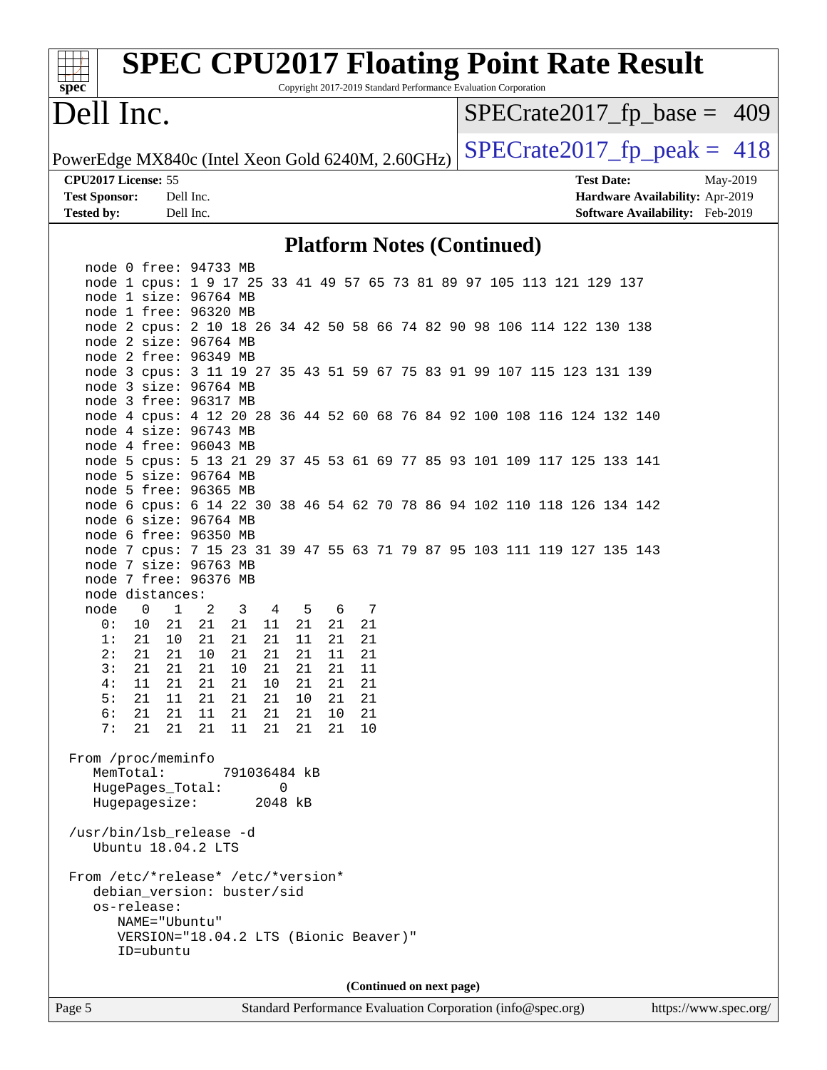# SPEC CPU2017 Floating Point Rate Result

Copyright 2017-2019 Standard Performance Evaluation Corporation

# Dell Inc.

PowerEdge MX840c (Intel Xeon Gold 6240M, 2.60GHz)

SPECrate2017_fp_base = 409

SPECrate2017_fp_peak = 418

**CPU2017 License:** 55
**Test Sponsor:** Dell Inc.
**Tested by:** Dell Inc.

**Test Date:** May-2019
**Hardware Availability:** Apr-2019
**Software Availability:** Feb-2019

## Platform Notes (Continued)

```
   node 0 free: 94733 MB
   node 1 cpus: 1 9 17 25 33 41 49 57 65 73 81 89 97 105 113 121 129 137
   node 1 size: 96764 MB
   node 1 free: 96320 MB
   node 2 cpus: 2 10 18 26 34 42 50 58 66 74 82 90 98 106 114 122 130 138
   node 2 size: 96764 MB
   node 2 free: 96349 MB
   node 3 cpus: 3 11 19 27 35 43 51 59 67 75 83 91 99 107 115 123 131 139
   node 3 size: 96764 MB
   node 3 free: 96317 MB
   node 4 cpus: 4 12 20 28 36 44 52 60 68 76 84 92 100 108 116 124 132 140
   node 4 size: 96743 MB
   node 4 free: 96043 MB
   node 5 cpus: 5 13 21 29 37 45 53 61 69 77 85 93 101 109 117 125 133 141
   node 5 size: 96764 MB
   node 5 free: 96365 MB
   node 6 cpus: 6 14 22 30 38 46 54 62 70 78 86 94 102 110 118 126 134 142
   node 6 size: 96764 MB
   node 6 free: 96350 MB
   node 7 cpus: 7 15 23 31 39 47 55 63 71 79 87 95 103 111 119 127 135 143
   node 7 size: 96763 MB
   node 7 free: 96376 MB
   node distances:
   node   0   1   2   3   4   5   6   7
     0:  10  21  21  21  11  21  21  21
     1:  21  10  21  21  21  11  21  21
     2:  21  21  10  21  21  21  11  21
     3:  21  21  21  10  21  21  21  11
     4:  11  21  21  21  10  21  21  21
     5:  21  11  21  21  21  10  21  21
     6:  21  21  11  21  21  21  10  21
     7:  21  21  21  11  21  21  21  10

 From /proc/meminfo
    MemTotal:       791036484 kB
    HugePages_Total:       0
    Hugepagesize:       2048 kB

 /usr/bin/lsb_release -d
    Ubuntu 18.04.2 LTS

 From /etc/*release* /etc/*version*
    debian_version: buster/sid
    os-release:
       NAME="Ubuntu"
       VERSION="18.04.2 LTS (Bionic Beaver)"
       ID=ubuntu
```

(Continued on next page)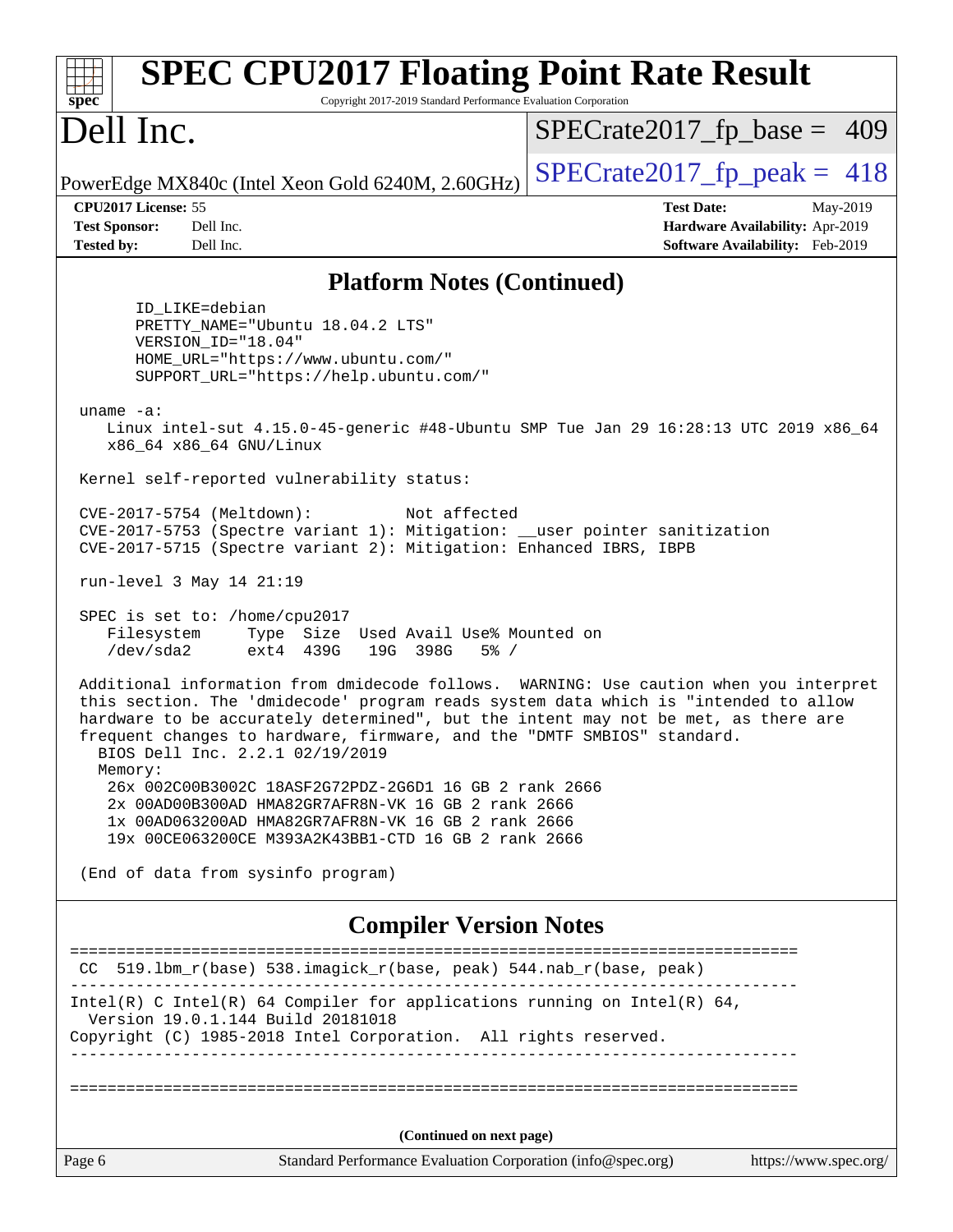## Platform Notes (Continued)

```
      ID_LIKE=debian
      PRETTY_NAME="Ubuntu 18.04.2 LTS"
      VERSION_ID="18.04"
      HOME_URL="https://www.ubuntu.com/"
      SUPPORT_URL="https://help.ubuntu.com/"

 uname -a:
    Linux intel-sut 4.15.0-45-generic #48-Ubuntu SMP Tue Jan 29 16:28:13 UTC 2019 x86_64
    x86_64 x86_64 GNU/Linux

 Kernel self-reported vulnerability status:

 CVE-2017-5754 (Meltdown):          Not affected
 CVE-2017-5753 (Spectre variant 1): Mitigation: __user pointer sanitization
 CVE-2017-5715 (Spectre variant 2): Mitigation: Enhanced IBRS, IBPB

 run-level 3 May 14 21:19

 SPEC is set to: /home/cpu2017
    Filesystem     Type  Size  Used Avail Use% Mounted on
    /dev/sda2      ext4  439G   19G  398G   5% /

 Additional information from dmidecode follows.  WARNING: Use caution when you interpret
 this section. The 'dmidecode' program reads system data which is "intended to allow
 hardware to be accurately determined", but the intent may not be met, as there are
 frequent changes to hardware, firmware, and the "DMTF SMBIOS" standard.
   BIOS Dell Inc. 2.2.1 02/19/2019
   Memory:
    26x 002C00B3002C 18ASF2G72PDZ-2G6D1 16 GB 2 rank 2666
    2x 00AD00B300AD HMA82GR7AFR8N-VK 16 GB 2 rank 2666
    1x 00AD063200AD HMA82GR7AFR8N-VK 16 GB 2 rank 2666
    19x 00CE063200CE M393A2K43BB1-CTD 16 GB 2 rank 2666

 (End of data from sysinfo program)
```

## Compiler Version Notes

```
==============================================================================
 CC  519.lbm_r(base) 538.imagick_r(base, peak) 544.nab_r(base, peak)
------------------------------------------------------------------------------
Intel(R) C Intel(R) 64 Compiler for applications running on Intel(R) 64,
  Version 19.0.1.144 Build 20181018
Copyright (C) 1985-2018 Intel Corporation.  All rights reserved.
------------------------------------------------------------------------------

==============================================================================
```

(Continued on next page)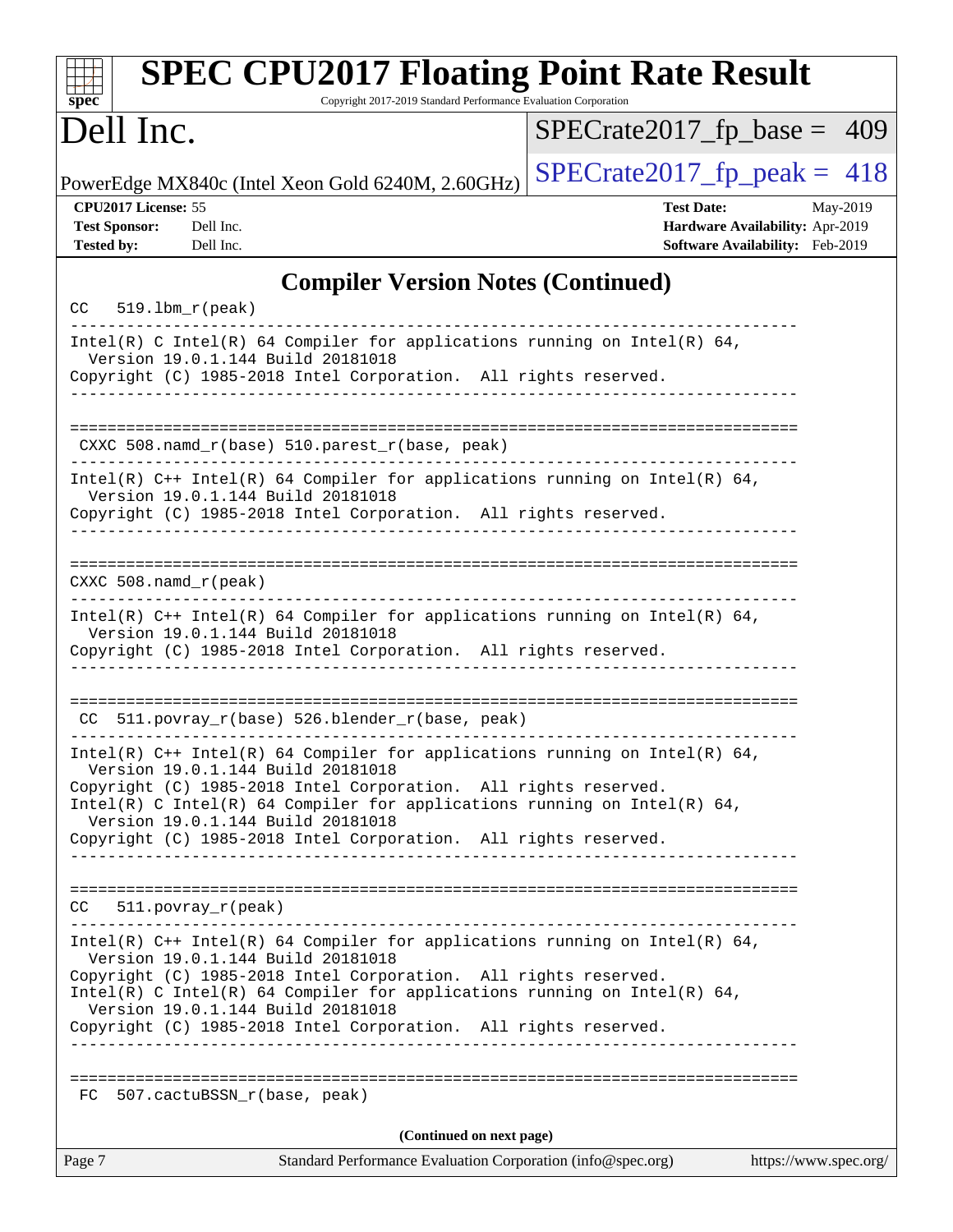## Compiler Version Notes (Continued)

```
CC  519.lbm_r(peak)
------------------------------------------------------------------------------
Intel(R) C Intel(R) 64 Compiler for applications running on Intel(R) 64,
  Version 19.0.1.144 Build 20181018
Copyright (C) 1985-2018 Intel Corporation.  All rights reserved.
------------------------------------------------------------------------------

==============================================================================
 CXXC 508.namd_r(base) 510.parest_r(base, peak)
------------------------------------------------------------------------------
Intel(R) C++ Intel(R) 64 Compiler for applications running on Intel(R) 64,
  Version 19.0.1.144 Build 20181018
Copyright (C) 1985-2018 Intel Corporation.  All rights reserved.
------------------------------------------------------------------------------

==============================================================================
CXXC 508.namd_r(peak)
------------------------------------------------------------------------------
Intel(R) C++ Intel(R) 64 Compiler for applications running on Intel(R) 64,
  Version 19.0.1.144 Build 20181018
Copyright (C) 1985-2018 Intel Corporation.  All rights reserved.
------------------------------------------------------------------------------

==============================================================================
 CC  511.povray_r(base) 526.blender_r(base, peak)
------------------------------------------------------------------------------
Intel(R) C++ Intel(R) 64 Compiler for applications running on Intel(R) 64,
  Version 19.0.1.144 Build 20181018
Copyright (C) 1985-2018 Intel Corporation.  All rights reserved.
Intel(R) C Intel(R) 64 Compiler for applications running on Intel(R) 64,
  Version 19.0.1.144 Build 20181018
Copyright (C) 1985-2018 Intel Corporation.  All rights reserved.
------------------------------------------------------------------------------

==============================================================================
CC  511.povray_r(peak)
------------------------------------------------------------------------------
Intel(R) C++ Intel(R) 64 Compiler for applications running on Intel(R) 64,
  Version 19.0.1.144 Build 20181018
Copyright (C) 1985-2018 Intel Corporation.  All rights reserved.
Intel(R) C Intel(R) 64 Compiler for applications running on Intel(R) 64,
  Version 19.0.1.144 Build 20181018
Copyright (C) 1985-2018 Intel Corporation.  All rights reserved.
------------------------------------------------------------------------------

==============================================================================
 FC  507.cactuBSSN_r(base, peak)
```

(Continued on next page)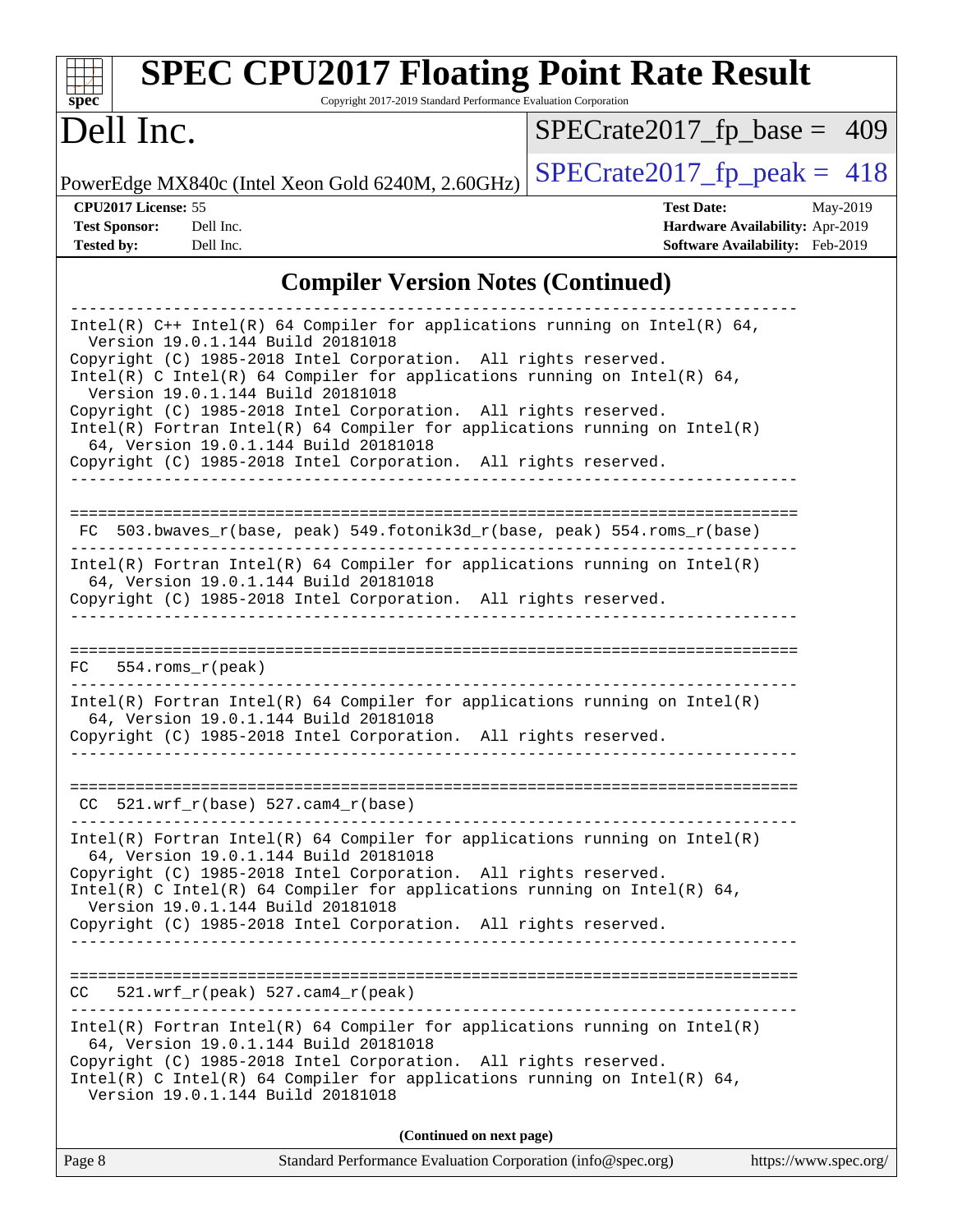## Compiler Version Notes (Continued)

```
------------------------------------------------------------------------------
Intel(R) C++ Intel(R) 64 Compiler for applications running on Intel(R) 64,
  Version 19.0.1.144 Build 20181018
Copyright (C) 1985-2018 Intel Corporation.  All rights reserved.
Intel(R) C Intel(R) 64 Compiler for applications running on Intel(R) 64,
  Version 19.0.1.144 Build 20181018
Copyright (C) 1985-2018 Intel Corporation.  All rights reserved.
Intel(R) Fortran Intel(R) 64 Compiler for applications running on Intel(R)
  64, Version 19.0.1.144 Build 20181018
Copyright (C) 1985-2018 Intel Corporation.  All rights reserved.
------------------------------------------------------------------------------

==============================================================================
 FC  503.bwaves_r(base, peak) 549.fotonik3d_r(base, peak) 554.roms_r(base)
------------------------------------------------------------------------------
Intel(R) Fortran Intel(R) 64 Compiler for applications running on Intel(R)
  64, Version 19.0.1.144 Build 20181018
Copyright (C) 1985-2018 Intel Corporation.  All rights reserved.
------------------------------------------------------------------------------

==============================================================================
 FC  554.roms_r(peak)
------------------------------------------------------------------------------
Intel(R) Fortran Intel(R) 64 Compiler for applications running on Intel(R)
  64, Version 19.0.1.144 Build 20181018
Copyright (C) 1985-2018 Intel Corporation.  All rights reserved.
------------------------------------------------------------------------------

==============================================================================
 CC  521.wrf_r(base) 527.cam4_r(base)
------------------------------------------------------------------------------
Intel(R) Fortran Intel(R) 64 Compiler for applications running on Intel(R)
  64, Version 19.0.1.144 Build 20181018
Copyright (C) 1985-2018 Intel Corporation.  All rights reserved.
Intel(R) C Intel(R) 64 Compiler for applications running on Intel(R) 64,
  Version 19.0.1.144 Build 20181018
Copyright (C) 1985-2018 Intel Corporation.  All rights reserved.
------------------------------------------------------------------------------

==============================================================================
 CC  521.wrf_r(peak) 527.cam4_r(peak)
------------------------------------------------------------------------------
Intel(R) Fortran Intel(R) 64 Compiler for applications running on Intel(R)
  64, Version 19.0.1.144 Build 20181018
Copyright (C) 1985-2018 Intel Corporation.  All rights reserved.
Intel(R) C Intel(R) 64 Compiler for applications running on Intel(R) 64,
  Version 19.0.1.144 Build 20181018
```

**(Continued on next page)**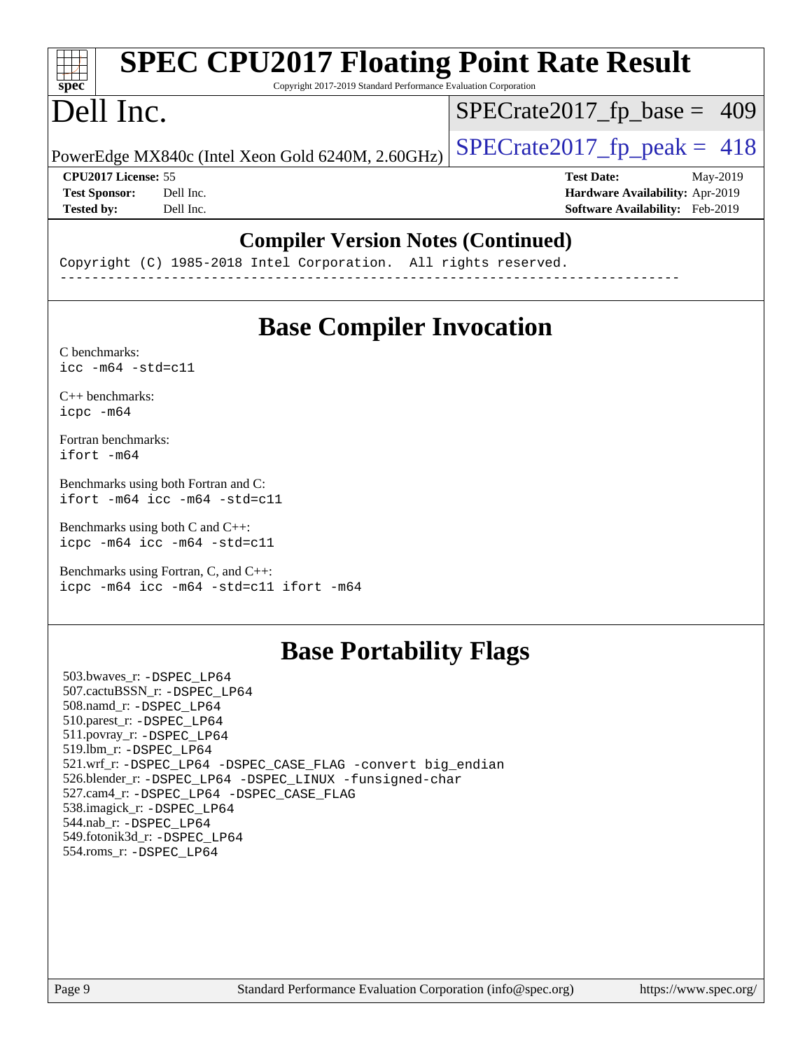## Compiler Version Notes (Continued)

```
Copyright (C) 1985-2018 Intel Corporation.  All rights reserved.
------------------------------------------------------------------------------
```

## Base Compiler Invocation

C benchmarks:
`icc -m64 -std=c11`

C++ benchmarks:
`icpc -m64`

Fortran benchmarks:
`ifort -m64`

Benchmarks using both Fortran and C:
`ifort -m64 icc -m64 -std=c11`

Benchmarks using both C and C++:
`icpc -m64 icc -m64 -std=c11`

Benchmarks using Fortran, C, and C++:
`icpc -m64 icc -m64 -std=c11 ifort -m64`

## Base Portability Flags

503.bwaves_r: -DSPEC_LP64
507.cactuBSSN_r: -DSPEC_LP64
508.namd_r: -DSPEC_LP64
510.parest_r: -DSPEC_LP64
511.povray_r: -DSPEC_LP64
519.lbm_r: -DSPEC_LP64
521.wrf_r: -DSPEC_LP64 -DSPEC_CASE_FLAG -convert big_endian
526.blender_r: -DSPEC_LP64 -DSPEC_LINUX -funsigned-char
527.cam4_r: -DSPEC_LP64 -DSPEC_CASE_FLAG
538.imagick_r: -DSPEC_LP64
544.nab_r: -DSPEC_LP64
549.fotonik3d_r: -DSPEC_LP64
554.roms_r: -DSPEC_LP64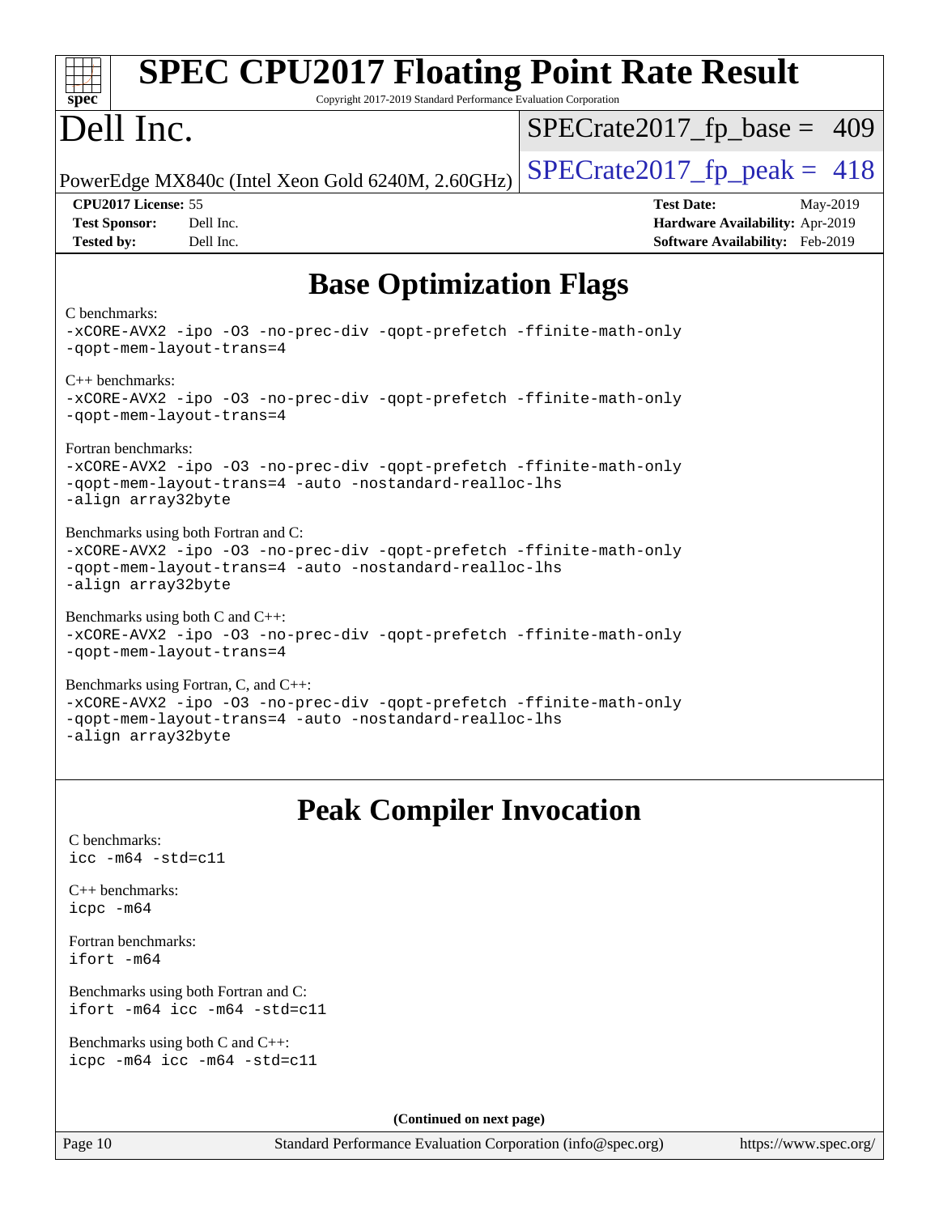## Base Optimization Flags

C benchmarks:

```
-xCORE-AVX2 -ipo -O3 -no-prec-div -qopt-prefetch -ffinite-math-only
-qopt-mem-layout-trans=4
```

C++ benchmarks:

```
-xCORE-AVX2 -ipo -O3 -no-prec-div -qopt-prefetch -ffinite-math-only
-qopt-mem-layout-trans=4
```

Fortran benchmarks:

```
-xCORE-AVX2 -ipo -O3 -no-prec-div -qopt-prefetch -ffinite-math-only
-qopt-mem-layout-trans=4 -auto -nostandard-realloc-lhs
-align array32byte
```

Benchmarks using both Fortran and C:

```
-xCORE-AVX2 -ipo -O3 -no-prec-div -qopt-prefetch -ffinite-math-only
-qopt-mem-layout-trans=4 -auto -nostandard-realloc-lhs
-align array32byte
```

Benchmarks using both C and C++:

```
-xCORE-AVX2 -ipo -O3 -no-prec-div -qopt-prefetch -ffinite-math-only
-qopt-mem-layout-trans=4
```

Benchmarks using Fortran, C, and C++:

```
-xCORE-AVX2 -ipo -O3 -no-prec-div -qopt-prefetch -ffinite-math-only
-qopt-mem-layout-trans=4 -auto -nostandard-realloc-lhs
-align array32byte
```

## Peak Compiler Invocation

C benchmarks:

```
icc -m64 -std=c11
```

C++ benchmarks:

```
icpc -m64
```

Fortran benchmarks:

```
ifort -m64
```

Benchmarks using both Fortran and C:

```
ifort -m64 icc -m64 -std=c11
```

Benchmarks using both C and C++:

```
icpc -m64 icc -m64 -std=c11
```

**(Continued on next page)**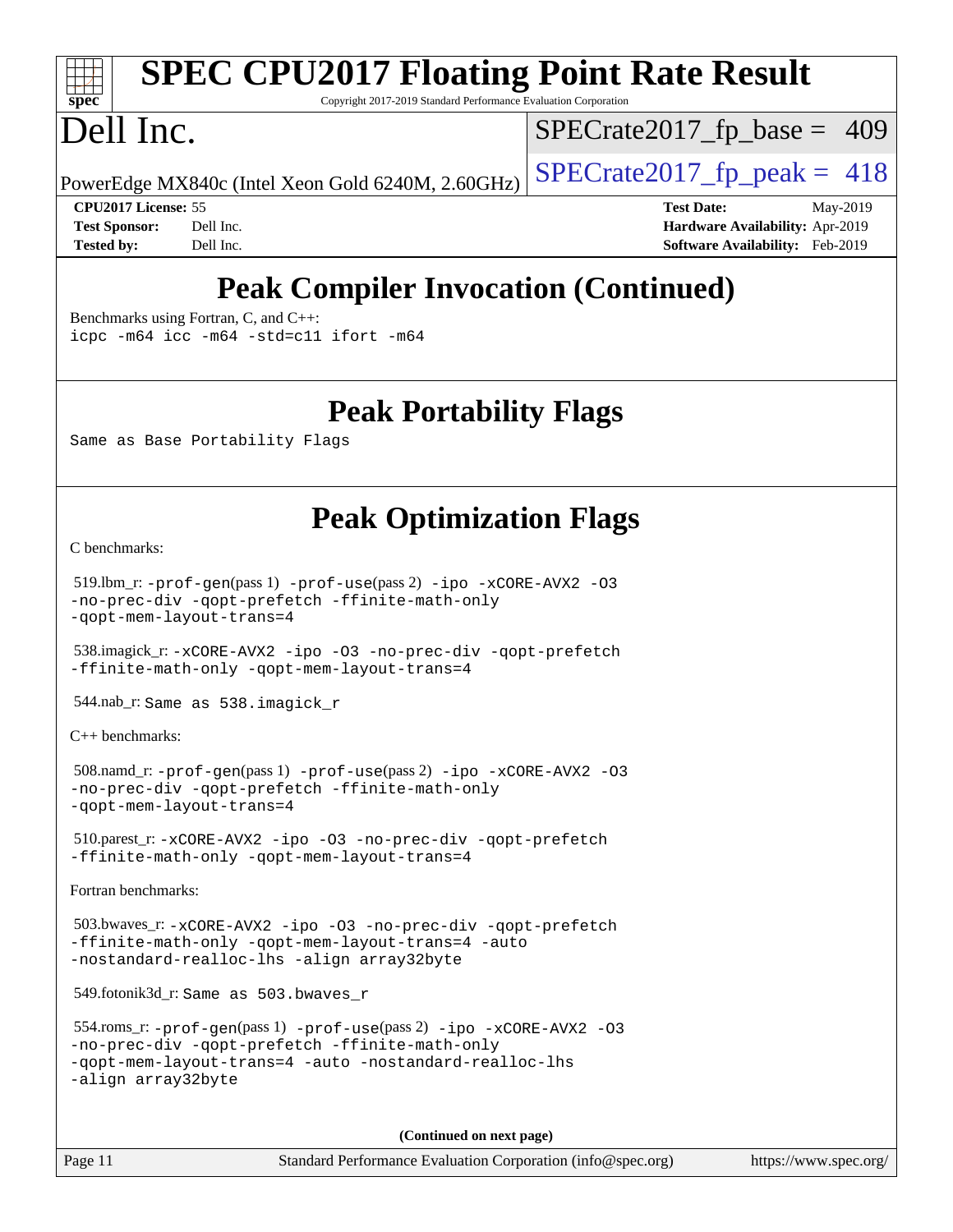## Peak Compiler Invocation (Continued)

Benchmarks using Fortran, C, and C++:
icpc -m64 icc -m64 -std=c11 ifort -m64

## Peak Portability Flags

Same as Base Portability Flags

## Peak Optimization Flags

C benchmarks:

519.lbm_r: -prof-gen(pass 1) -prof-use(pass 2) -ipo -xCORE-AVX2 -O3 -no-prec-div -qopt-prefetch -ffinite-math-only -qopt-mem-layout-trans=4

538.imagick_r: -xCORE-AVX2 -ipo -O3 -no-prec-div -qopt-prefetch -ffinite-math-only -qopt-mem-layout-trans=4

544.nab_r: Same as 538.imagick_r

C++ benchmarks:

508.namd_r: -prof-gen(pass 1) -prof-use(pass 2) -ipo -xCORE-AVX2 -O3 -no-prec-div -qopt-prefetch -ffinite-math-only -qopt-mem-layout-trans=4

510.parest_r: -xCORE-AVX2 -ipo -O3 -no-prec-div -qopt-prefetch -ffinite-math-only -qopt-mem-layout-trans=4

Fortran benchmarks:

503.bwaves_r: -xCORE-AVX2 -ipo -O3 -no-prec-div -qopt-prefetch -ffinite-math-only -qopt-mem-layout-trans=4 -auto -nostandard-realloc-lhs -align array32byte

549.fotonik3d_r: Same as 503.bwaves_r

554.roms_r: -prof-gen(pass 1) -prof-use(pass 2) -ipo -xCORE-AVX2 -O3 -no-prec-div -qopt-prefetch -ffinite-math-only -qopt-mem-layout-trans=4 -auto -nostandard-realloc-lhs -align array32byte

**(Continued on next page)**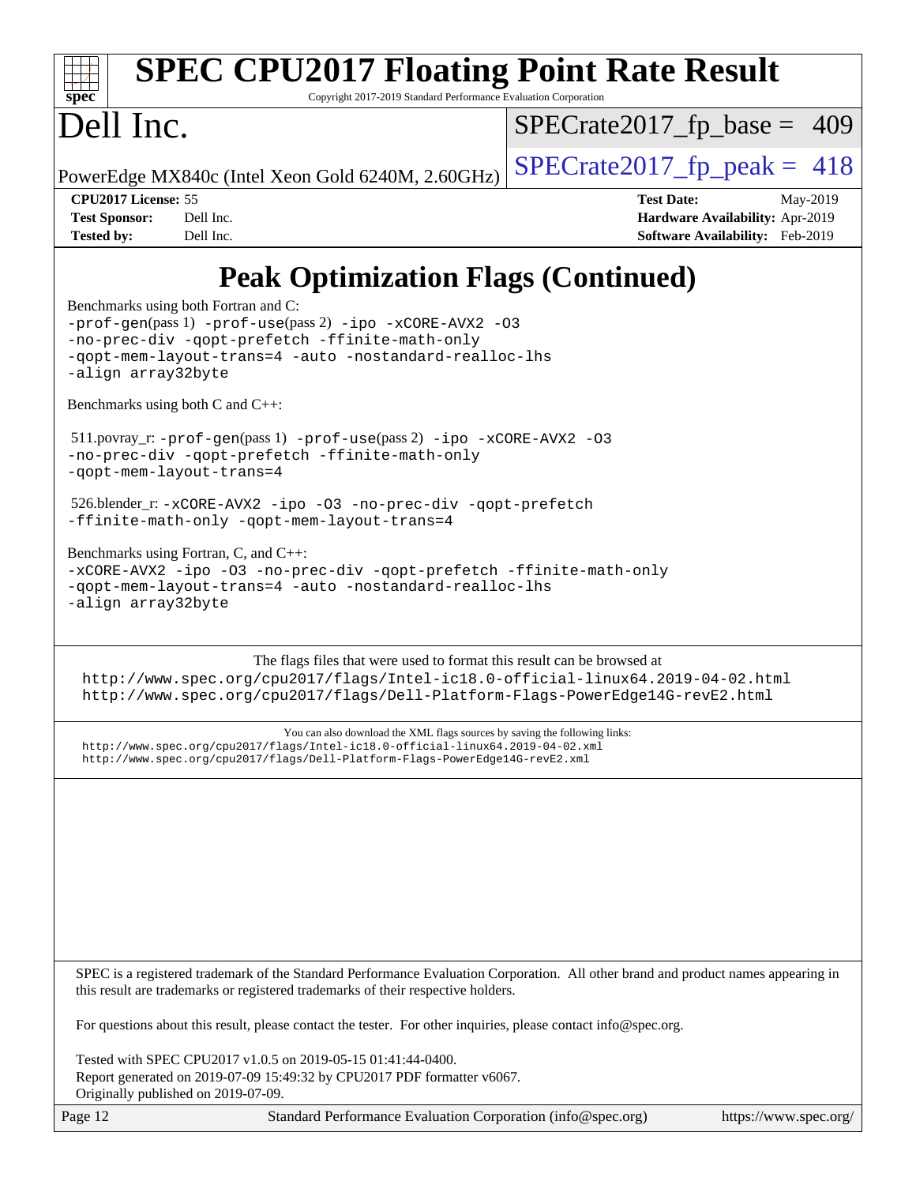# Peak Optimization Flags (Continued)

Benchmarks using both Fortran and C:

-prof-gen(pass 1) -prof-use(pass 2) -ipo -xCORE-AVX2 -O3 -no-prec-div -qopt-prefetch -ffinite-math-only -qopt-mem-layout-trans=4 -auto -nostandard-realloc-lhs -align array32byte

Benchmarks using both C and C++:

511.povray_r: -prof-gen(pass 1) -prof-use(pass 2) -ipo -xCORE-AVX2 -O3 -no-prec-div -qopt-prefetch -ffinite-math-only -qopt-mem-layout-trans=4

526.blender_r: -xCORE-AVX2 -ipo -O3 -no-prec-div -qopt-prefetch -ffinite-math-only -qopt-mem-layout-trans=4

Benchmarks using Fortran, C, and C++:

-xCORE-AVX2 -ipo -O3 -no-prec-div -qopt-prefetch -ffinite-math-only -qopt-mem-layout-trans=4 -auto -nostandard-realloc-lhs -align array32byte

The flags files that were used to format this result can be browsed at

http://www.spec.org/cpu2017/flags/Intel-ic18.0-official-linux64.2019-04-02.html
http://www.spec.org/cpu2017/flags/Dell-Platform-Flags-PowerEdge14G-revE2.html

You can also download the XML flags sources by saving the following links:

http://www.spec.org/cpu2017/flags/Intel-ic18.0-official-linux64.2019-04-02.xml
http://www.spec.org/cpu2017/flags/Dell-Platform-Flags-PowerEdge14G-revE2.xml

SPEC is a registered trademark of the Standard Performance Evaluation Corporation. All other brand and product names appearing in this result are trademarks or registered trademarks of their respective holders.

For questions about this result, please contact the tester. For other inquiries, please contact info@spec.org.

Tested with SPEC CPU2017 v1.0.5 on 2019-05-15 01:41:44-0400.
Report generated on 2019-07-09 15:49:32 by CPU2017 PDF formatter v6067.
Originally published on 2019-07-09.